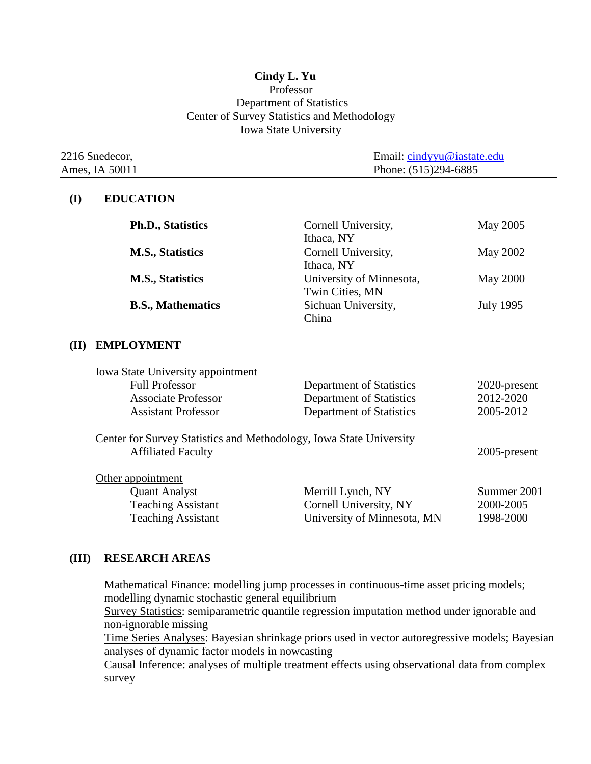**Cindy L. Yu**
Professor
Department of Statistics
Center of Survey Statistics and Methodology
Iowa State University

2216 Snedecor,
Ames, IA 50011

Email: cindyyu@iastate.edu
Phone: (515)294-6885

## (I) EDUCATION

| | | |
|---|---|---|
| **Ph.D., Statistics** | Cornell University, Ithaca, NY | May 2005 |
| **M.S., Statistics** | Cornell University, Ithaca, NY | May 2002 |
| **M.S., Statistics** | University of Minnesota, Twin Cities, MN | May 2000 |
| **B.S., Mathematics** | Sichuan University, China | July 1995 |

## (II) EMPLOYMENT

Iowa State University appointment

| | | |
|---|---|---|
| Full Professor | Department of Statistics | 2020-present |
| Associate Professor | Department of Statistics | 2012-2020 |
| Assistant Professor | Department of Statistics | 2005-2012 |

Center for Survey Statistics and Methodology, Iowa State University

| | | |
|---|---|---|
| Affiliated Faculty | | 2005-present |

Other appointment

| | | |
|---|---|---|
| Quant Analyst | Merrill Lynch, NY | Summer 2001 |
| Teaching Assistant | Cornell University, NY | 2000-2005 |
| Teaching Assistant | University of Minnesota, MN | 1998-2000 |

## (III) RESEARCH AREAS

Mathematical Finance: modelling jump processes in continuous-time asset pricing models; modelling dynamic stochastic general equilibrium
Survey Statistics: semiparametric quantile regression imputation method under ignorable and non-ignorable missing
Time Series Analyses: Bayesian shrinkage priors used in vector autoregressive models; Bayesian analyses of dynamic factor models in nowcasting
Causal Inference: analyses of multiple treatment effects using observational data from complex survey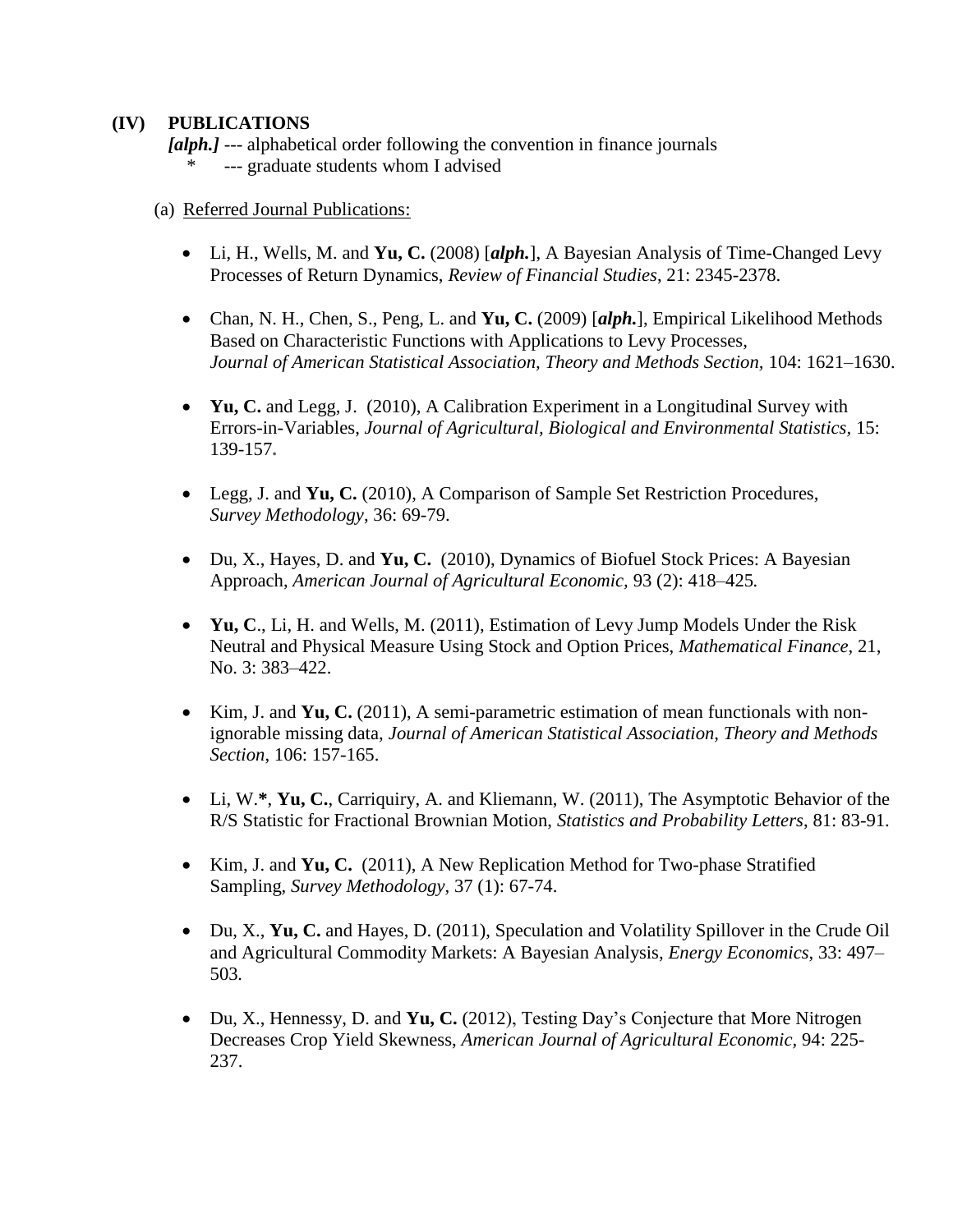## (IV) PUBLICATIONS

***[alph.]*** --- alphabetical order following the convention in finance journals
\* --- graduate students whom I advised

(a) Referred Journal Publications:

- Li, H., Wells, M. and **Yu, C.** (2008) [***alph.***], A Bayesian Analysis of Time-Changed Levy Processes of Return Dynamics, *Review of Financial Studies*, 21: 2345-2378.

- Chan, N. H., Chen, S., Peng, L. and **Yu, C.** (2009) [***alph.***], Empirical Likelihood Methods Based on Characteristic Functions with Applications to Levy Processes, *Journal of American Statistical Association, Theory and Methods Section*, 104: 1621–1630.

- **Yu, C.** and Legg, J. (2010), A Calibration Experiment in a Longitudinal Survey with Errors-in-Variables, *Journal of Agricultural, Biological and Environmental Statistics*, 15: 139-157.

- Legg, J. and **Yu, C.** (2010), A Comparison of Sample Set Restriction Procedures, *Survey Methodology*, 36: 69-79.

- Du, X., Hayes, D. and **Yu, C.** (2010), Dynamics of Biofuel Stock Prices: A Bayesian Approach, *American Journal of Agricultural Economic,* 93 (2): 418–425*.*

- **Yu, C**., Li, H. and Wells, M. (2011), Estimation of Levy Jump Models Under the Risk Neutral and Physical Measure Using Stock and Option Prices, *Mathematical Finance*, 21, No. 3: 383–422.

- Kim, J. and **Yu, C.** (2011), A semi-parametric estimation of mean functionals with non-ignorable missing data, *Journal of American Statistical Association, Theory and Methods Section*, 106: 157-165.

- Li, W.**\***, **Yu, C.**, Carriquiry, A. and Kliemann, W. (2011), The Asymptotic Behavior of the R/S Statistic for Fractional Brownian Motion, *Statistics and Probability Letters*, 81: 83-91.

- Kim, J. and **Yu, C.** (2011), A New Replication Method for Two-phase Stratified Sampling, *Survey Methodology,* 37 (1): 67-74.

- Du, X., **Yu, C.** and Hayes, D. (2011), Speculation and Volatility Spillover in the Crude Oil and Agricultural Commodity Markets: A Bayesian Analysis, *Energy Economics*, 33: 497–503*.*

- Du, X., Hennessy, D. and **Yu, C.** (2012), Testing Day's Conjecture that More Nitrogen Decreases Crop Yield Skewness, *American Journal of Agricultural Economic*, 94: 225-237.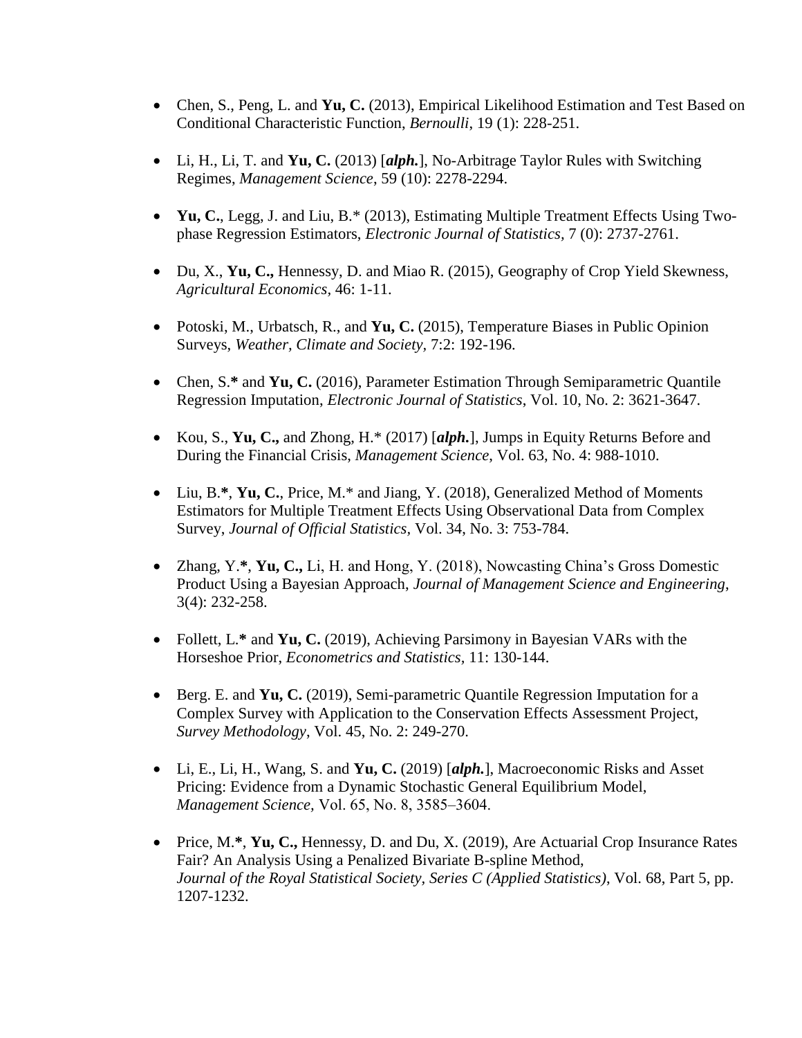- Chen, S., Peng, L. and **Yu, C.** (2013), Empirical Likelihood Estimation and Test Based on Conditional Characteristic Function, *Bernoulli*, 19 (1): 228-251.

- Li, H., Li, T. and **Yu, C.** (2013) [***alph.***], No-Arbitrage Taylor Rules with Switching Regimes, *Management Science*, 59 (10): 2278-2294.

- **Yu, C.**, Legg, J. and Liu, B.* (2013), Estimating Multiple Treatment Effects Using Two-phase Regression Estimators, *Electronic Journal of Statistics*, 7 (0): 2737-2761.

- Du, X., **Yu, C.,** Hennessy, D. and Miao R. (2015), Geography of Crop Yield Skewness, *Agricultural Economics*, 46: 1-11.

- Potoski, M., Urbatsch, R., and **Yu, C.** (2015), Temperature Biases in Public Opinion Surveys, *Weather, Climate and Society*, 7:2: 192-196.

- Chen, S.**\*** and **Yu, C.** (2016), Parameter Estimation Through Semiparametric Quantile Regression Imputation, *Electronic Journal of Statistics*, Vol. 10, No. 2: 3621-3647.

- Kou, S., **Yu, C.,** and Zhong, H.* (2017) [***alph.***], Jumps in Equity Returns Before and During the Financial Crisis, *Management Science*, Vol. 63, No. 4: 988-1010.

- Liu, B.**\***, **Yu, C.**, Price, M.* and Jiang, Y. (2018), Generalized Method of Moments Estimators for Multiple Treatment Effects Using Observational Data from Complex Survey, *Journal of Official Statistics*, Vol. 34, No. 3: 753-784.

- Zhang, Y.**\***, **Yu, C.,** Li, H. and Hong, Y. (2018), Nowcasting China's Gross Domestic Product Using a Bayesian Approach, *Journal of Management Science and Engineering*, 3(4): 232-258.

- Follett, L.**\*** and **Yu, C.** (2019), Achieving Parsimony in Bayesian VARs with the Horseshoe Prior, *Econometrics and Statistics*, 11: 130-144.

- Berg. E. and **Yu, C.** (2019), Semi-parametric Quantile Regression Imputation for a Complex Survey with Application to the Conservation Effects Assessment Project, *Survey Methodology*, Vol. 45, No. 2: 249-270.

- Li, E., Li, H., Wang, S. and **Yu, C.** (2019) [***alph.***], Macroeconomic Risks and Asset Pricing: Evidence from a Dynamic Stochastic General Equilibrium Model, *Management Science,* Vol. 65, No. 8, 3585–3604.

- Price, M.**\***, **Yu, C.,** Hennessy, D. and Du, X. (2019), Are Actuarial Crop Insurance Rates Fair? An Analysis Using a Penalized Bivariate B-spline Method, *Journal of the Royal Statistical Society, Series C (Applied Statistics)*, Vol. 68, Part 5, pp. 1207-1232.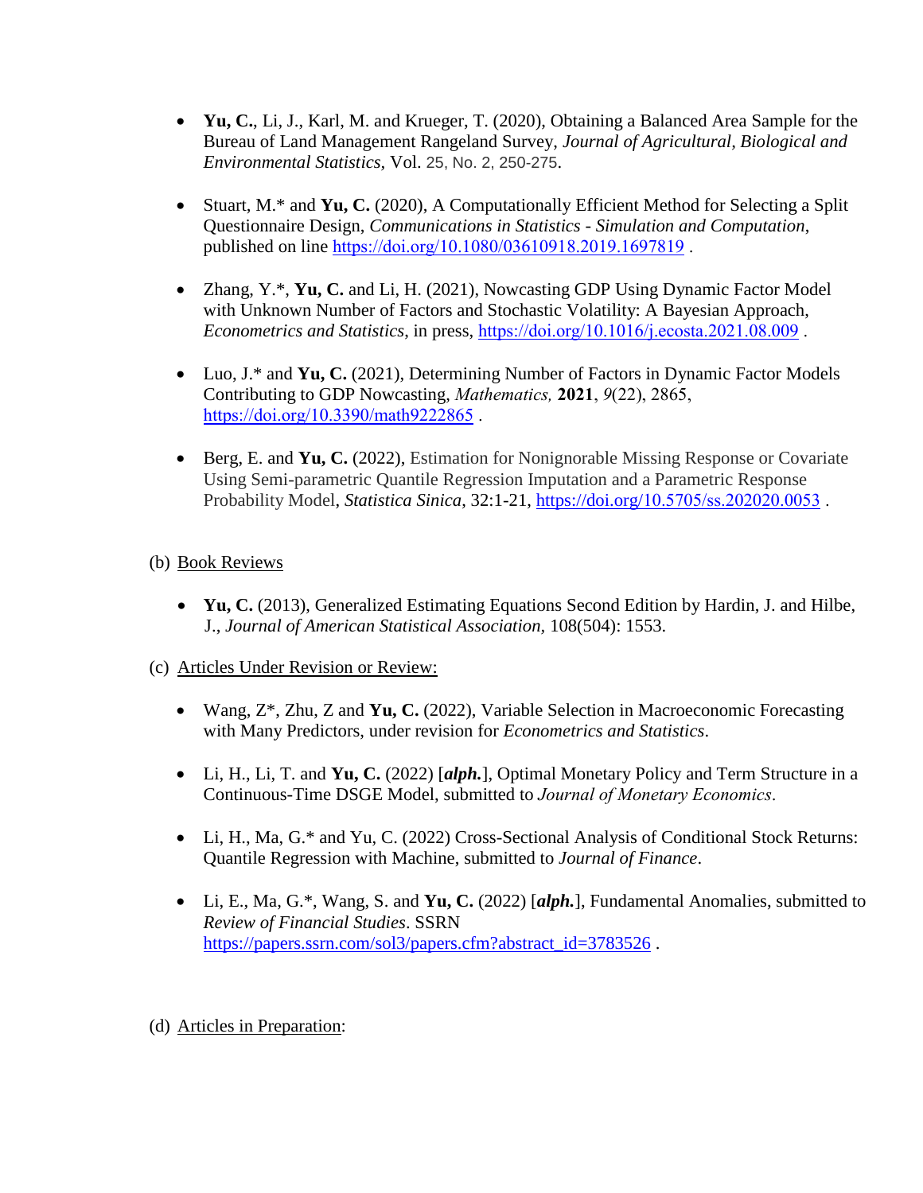- **Yu, C.**, Li, J., Karl, M. and Krueger, T. (2020), Obtaining a Balanced Area Sample for the Bureau of Land Management Rangeland Survey, *Journal of Agricultural, Biological and Environmental Statistics*, Vol. 25, No. 2, 250-275.

- Stuart, M.* and **Yu, C.** (2020), A Computationally Efficient Method for Selecting a Split Questionnaire Design, *Communications in Statistics - Simulation and Computation*, published on line https://doi.org/10.1080/03610918.2019.1697819 .

- Zhang, Y.*, **Yu, C.** and Li, H. (2021), Nowcasting GDP Using Dynamic Factor Model with Unknown Number of Factors and Stochastic Volatility: A Bayesian Approach, *Econometrics and Statistics*, in press, https://doi.org/10.1016/j.ecosta.2021.08.009 .

- Luo, J.* and **Yu, C.** (2021), Determining Number of Factors in Dynamic Factor Models Contributing to GDP Nowcasting, *Mathematics,* **2021**, *9*(22), 2865, https://doi.org/10.3390/math9222865 .

- Berg, E. and **Yu, C.** (2022), Estimation for Nonignorable Missing Response or Covariate Using Semi-parametric Quantile Regression Imputation and a Parametric Response Probability Model, *Statistica Sinica*, 32:1-21, https://doi.org/10.5705/ss.202020.0053 .

(b) Book Reviews

- **Yu, C.** (2013), Generalized Estimating Equations Second Edition by Hardin, J. and Hilbe, J., *Journal of American Statistical Association*, 108(504): 1553.

(c) Articles Under Revision or Review:

- Wang, Z*, Zhu, Z and **Yu, C.** (2022), Variable Selection in Macroeconomic Forecasting with Many Predictors, under revision for *Econometrics and Statistics*.

- Li, H., Li, T. and **Yu, C.** (2022) [***alph.***], Optimal Monetary Policy and Term Structure in a Continuous-Time DSGE Model, submitted to *Journal of Monetary Economics*.

- Li, H., Ma, G.* and Yu, C. (2022) Cross-Sectional Analysis of Conditional Stock Returns: Quantile Regression with Machine, submitted to *Journal of Finance*.

- Li, E., Ma, G.*, Wang, S. and **Yu, C.** (2022) [***alph.***], Fundamental Anomalies, submitted to *Review of Financial Studies*. SSRN https://papers.ssrn.com/sol3/papers.cfm?abstract_id=3783526 .

(d) Articles in Preparation: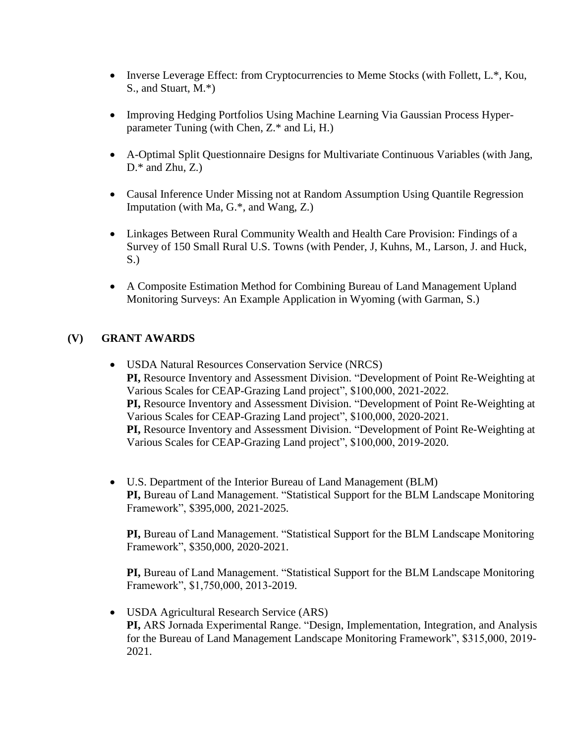- Inverse Leverage Effect: from Cryptocurrencies to Meme Stocks (with Follett, L.*, Kou, S., and Stuart, M.*)

- Improving Hedging Portfolios Using Machine Learning Via Gaussian Process Hyper-parameter Tuning (with Chen, Z.* and Li, H.)

- A-Optimal Split Questionnaire Designs for Multivariate Continuous Variables (with Jang, D.* and Zhu, Z.)

- Causal Inference Under Missing not at Random Assumption Using Quantile Regression Imputation (with Ma, G.*, and Wang, Z.)

- Linkages Between Rural Community Wealth and Health Care Provision: Findings of a Survey of 150 Small Rural U.S. Towns (with Pender, J, Kuhns, M., Larson, J. and Huck, S.)

- A Composite Estimation Method for Combining Bureau of Land Management Upland Monitoring Surveys: An Example Application in Wyoming (with Garman, S.)

## (V) GRANT AWARDS

- USDA Natural Resources Conservation Service (NRCS)
  **PI,** Resource Inventory and Assessment Division. "Development of Point Re-Weighting at Various Scales for CEAP-Grazing Land project", \$100,000, 2021-2022.
  **PI,** Resource Inventory and Assessment Division. "Development of Point Re-Weighting at Various Scales for CEAP-Grazing Land project", \$100,000, 2020-2021.
  **PI,** Resource Inventory and Assessment Division. "Development of Point Re-Weighting at Various Scales for CEAP-Grazing Land project", \$100,000, 2019-2020.

- U.S. Department of the Interior Bureau of Land Management (BLM)
  **PI,** Bureau of Land Management. "Statistical Support for the BLM Landscape Monitoring Framework", \$395,000, 2021-2025.

  **PI,** Bureau of Land Management. "Statistical Support for the BLM Landscape Monitoring Framework", \$350,000, 2020-2021.

  **PI,** Bureau of Land Management. "Statistical Support for the BLM Landscape Monitoring Framework", \$1,750,000, 2013-2019.

- USDA Agricultural Research Service (ARS)
  **PI,** ARS Jornada Experimental Range. "Design, Implementation, Integration, and Analysis for the Bureau of Land Management Landscape Monitoring Framework", \$315,000, 2019-2021.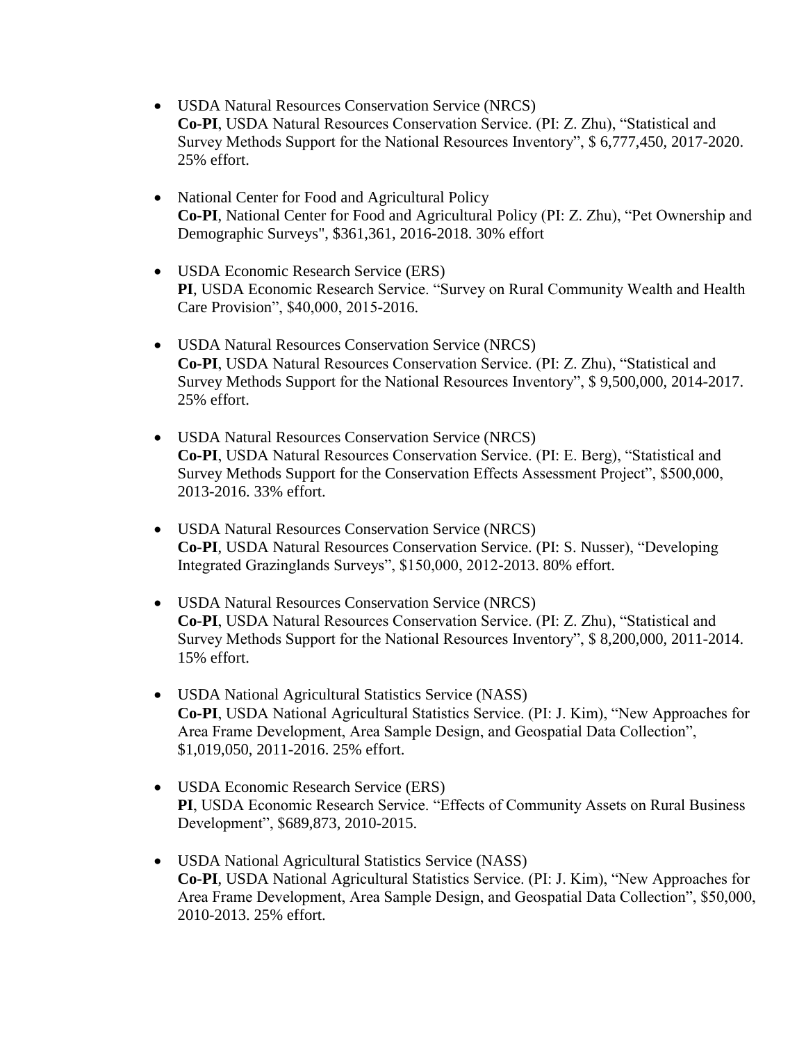- USDA Natural Resources Conservation Service (NRCS)
  **Co-PI**, USDA Natural Resources Conservation Service. (PI: Z. Zhu), "Statistical and Survey Methods Support for the National Resources Inventory", $ 6,777,450, 2017-2020. 25% effort.

- National Center for Food and Agricultural Policy
  **Co-PI**, National Center for Food and Agricultural Policy (PI: Z. Zhu), "Pet Ownership and Demographic Surveys", $361,361, 2016-2018. 30% effort

- USDA Economic Research Service (ERS)
  **PI**, USDA Economic Research Service. "Survey on Rural Community Wealth and Health Care Provision", $40,000, 2015-2016.

- USDA Natural Resources Conservation Service (NRCS)
  **Co-PI**, USDA Natural Resources Conservation Service. (PI: Z. Zhu), "Statistical and Survey Methods Support for the National Resources Inventory", $ 9,500,000, 2014-2017. 25% effort.

- USDA Natural Resources Conservation Service (NRCS)
  **Co-PI**, USDA Natural Resources Conservation Service. (PI: E. Berg), "Statistical and Survey Methods Support for the Conservation Effects Assessment Project", $500,000, 2013-2016. 33% effort.

- USDA Natural Resources Conservation Service (NRCS)
  **Co-PI**, USDA Natural Resources Conservation Service. (PI: S. Nusser), "Developing Integrated Grazinglands Surveys", $150,000, 2012-2013. 80% effort.

- USDA Natural Resources Conservation Service (NRCS)
  **Co-PI**, USDA Natural Resources Conservation Service. (PI: Z. Zhu), "Statistical and Survey Methods Support for the National Resources Inventory", $ 8,200,000, 2011-2014. 15% effort.

- USDA National Agricultural Statistics Service (NASS)
  **Co-PI**, USDA National Agricultural Statistics Service. (PI: J. Kim), "New Approaches for Area Frame Development, Area Sample Design, and Geospatial Data Collection", $1,019,050, 2011-2016. 25% effort.

- USDA Economic Research Service (ERS)
  **PI**, USDA Economic Research Service. "Effects of Community Assets on Rural Business Development", $689,873, 2010-2015.

- USDA National Agricultural Statistics Service (NASS)
  **Co-PI**, USDA National Agricultural Statistics Service. (PI: J. Kim), "New Approaches for Area Frame Development, Area Sample Design, and Geospatial Data Collection", $50,000, 2010-2013. 25% effort.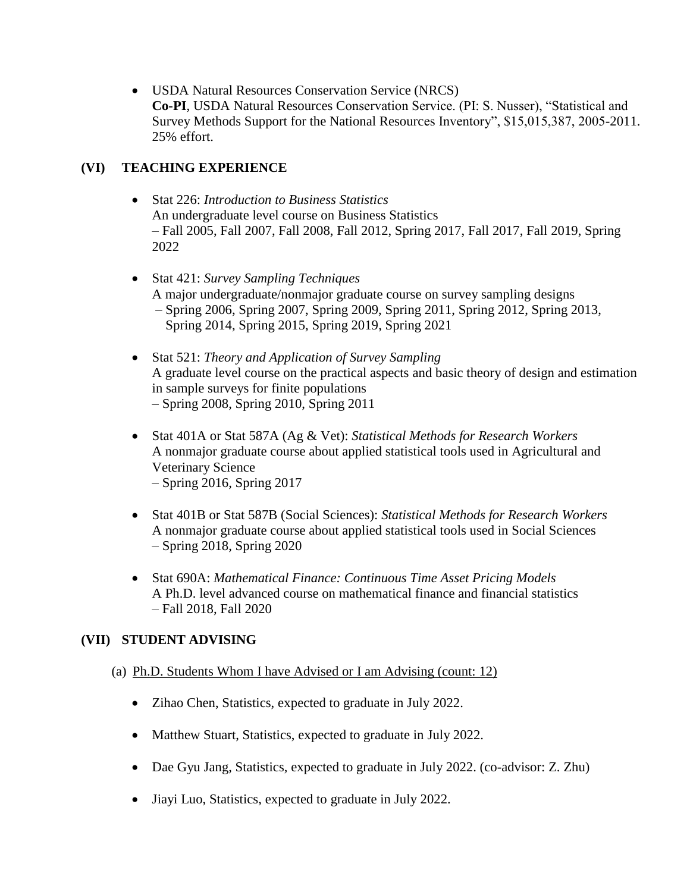- USDA Natural Resources Conservation Service (NRCS)
  **Co-PI**, USDA Natural Resources Conservation Service. (PI: S. Nusser), "Statistical and Survey Methods Support for the National Resources Inventory", $15,015,387, 2005-2011. 25% effort.

## (VI) TEACHING EXPERIENCE

- Stat 226: *Introduction to Business Statistics*
  An undergraduate level course on Business Statistics
  – Fall 2005, Fall 2007, Fall 2008, Fall 2012, Spring 2017, Fall 2017, Fall 2019, Spring 2022

- Stat 421: *Survey Sampling Techniques*
  A major undergraduate/nonmajor graduate course on survey sampling designs
  – Spring 2006, Spring 2007, Spring 2009, Spring 2011, Spring 2012, Spring 2013, Spring 2014, Spring 2015, Spring 2019, Spring 2021

- Stat 521: *Theory and Application of Survey Sampling*
  A graduate level course on the practical aspects and basic theory of design and estimation in sample surveys for finite populations
  – Spring 2008, Spring 2010, Spring 2011

- Stat 401A or Stat 587A (Ag & Vet): *Statistical Methods for Research Workers*
  A nonmajor graduate course about applied statistical tools used in Agricultural and Veterinary Science
  – Spring 2016, Spring 2017

- Stat 401B or Stat 587B (Social Sciences): *Statistical Methods for Research Workers*
  A nonmajor graduate course about applied statistical tools used in Social Sciences
  – Spring 2018, Spring 2020

- Stat 690A: *Mathematical Finance: Continuous Time Asset Pricing Models*
  A Ph.D. level advanced course on mathematical finance and financial statistics
  – Fall 2018, Fall 2020

## (VII) STUDENT ADVISING

(a) Ph.D. Students Whom I have Advised or I am Advising (count: 12)

- Zihao Chen, Statistics, expected to graduate in July 2022.
- Matthew Stuart, Statistics, expected to graduate in July 2022.
- Dae Gyu Jang, Statistics, expected to graduate in July 2022. (co-advisor: Z. Zhu)
- Jiayi Luo, Statistics, expected to graduate in July 2022.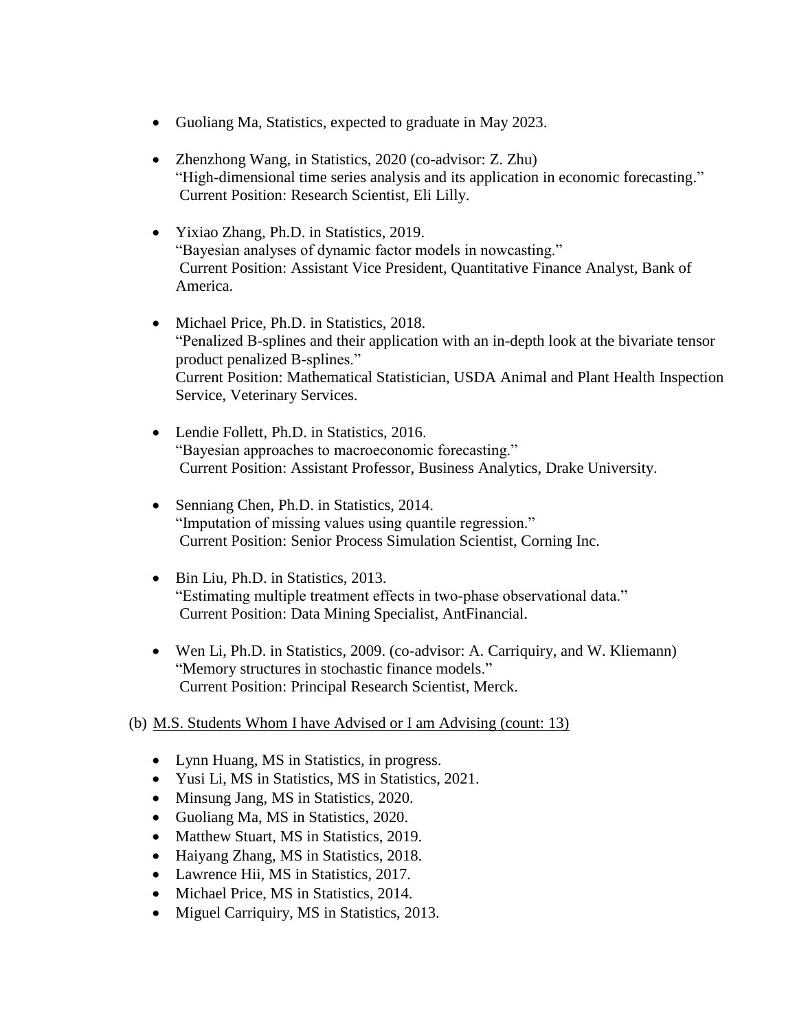- Guoliang Ma, Statistics, expected to graduate in May 2023.

- Zhenzhong Wang, in Statistics, 2020 (co-advisor: Z. Zhu)
  "High-dimensional time series analysis and its application in economic forecasting."
  Current Position: Research Scientist, Eli Lilly.

- Yixiao Zhang, Ph.D. in Statistics, 2019.
  "Bayesian analyses of dynamic factor models in nowcasting."
  Current Position: Assistant Vice President, Quantitative Finance Analyst, Bank of America.

- Michael Price, Ph.D. in Statistics, 2018.
  "Penalized B-splines and their application with an in-depth look at the bivariate tensor product penalized B-splines."
  Current Position: Mathematical Statistician, USDA Animal and Plant Health Inspection Service, Veterinary Services.

- Lendie Follett, Ph.D. in Statistics, 2016.
  "Bayesian approaches to macroeconomic forecasting."
  Current Position: Assistant Professor, Business Analytics, Drake University.

- Senniang Chen, Ph.D. in Statistics, 2014.
  "Imputation of missing values using quantile regression."
  Current Position: Senior Process Simulation Scientist, Corning Inc.

- Bin Liu, Ph.D. in Statistics, 2013.
  "Estimating multiple treatment effects in two-phase observational data."
  Current Position: Data Mining Specialist, AntFinancial.

- Wen Li, Ph.D. in Statistics, 2009. (co-advisor: A. Carriquiry, and W. Kliemann)
  "Memory structures in stochastic finance models."
  Current Position: Principal Research Scientist, Merck.

(b) M.S. Students Whom I have Advised or I am Advising (count: 13)

- Lynn Huang, MS in Statistics, in progress.
- Yusi Li, MS in Statistics, MS in Statistics, 2021.
- Minsung Jang, MS in Statistics, 2020.
- Guoliang Ma, MS in Statistics, 2020.
- Matthew Stuart, MS in Statistics, 2019.
- Haiyang Zhang, MS in Statistics, 2018.
- Lawrence Hii, MS in Statistics, 2017.
- Michael Price, MS in Statistics, 2014.
- Miguel Carriquiry, MS in Statistics, 2013.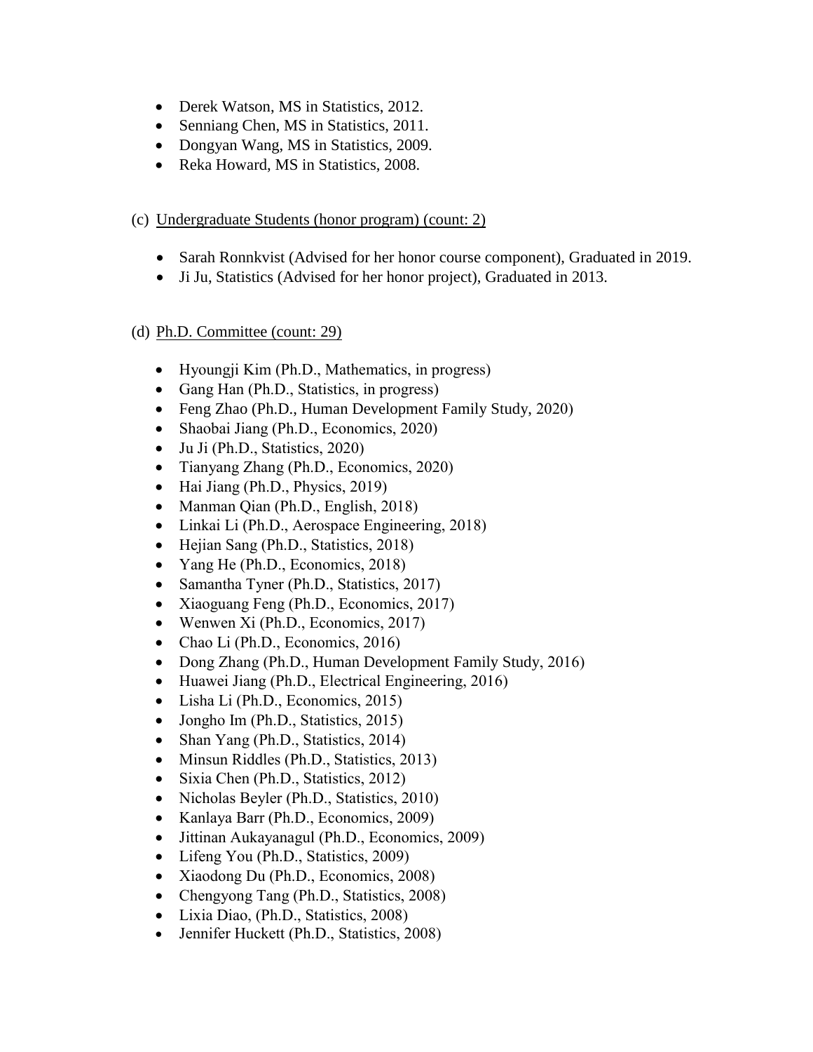- Derek Watson, MS in Statistics, 2012.
- Senniang Chen, MS in Statistics, 2011.
- Dongyan Wang, MS in Statistics, 2009.
- Reka Howard, MS in Statistics, 2008.

(c) Undergraduate Students (honor program) (count: 2)

- Sarah Ronnkvist (Advised for her honor course component), Graduated in 2019.
- Ji Ju, Statistics (Advised for her honor project), Graduated in 2013.

(d) Ph.D. Committee (count: 29)

- Hyoungji Kim (Ph.D., Mathematics, in progress)
- Gang Han (Ph.D., Statistics, in progress)
- Feng Zhao (Ph.D., Human Development Family Study, 2020)
- Shaobai Jiang (Ph.D., Economics, 2020)
- Ju Ji (Ph.D., Statistics, 2020)
- Tianyang Zhang (Ph.D., Economics, 2020)
- Hai Jiang (Ph.D., Physics, 2019)
- Manman Qian (Ph.D., English, 2018)
- Linkai Li (Ph.D., Aerospace Engineering, 2018)
- Hejian Sang (Ph.D., Statistics, 2018)
- Yang He (Ph.D., Economics, 2018)
- Samantha Tyner (Ph.D., Statistics, 2017)
- Xiaoguang Feng (Ph.D., Economics, 2017)
- Wenwen Xi (Ph.D., Economics, 2017)
- Chao Li (Ph.D., Economics, 2016)
- Dong Zhang (Ph.D., Human Development Family Study, 2016)
- Huawei Jiang (Ph.D., Electrical Engineering, 2016)
- Lisha Li (Ph.D., Economics, 2015)
- Jongho Im (Ph.D., Statistics, 2015)
- Shan Yang (Ph.D., Statistics, 2014)
- Minsun Riddles (Ph.D., Statistics, 2013)
- Sixia Chen (Ph.D., Statistics, 2012)
- Nicholas Beyler (Ph.D., Statistics, 2010)
- Kanlaya Barr (Ph.D., Economics, 2009)
- Jittinan Aukayanagul (Ph.D., Economics, 2009)
- Lifeng You (Ph.D., Statistics, 2009)
- Xiaodong Du (Ph.D., Economics, 2008)
- Chengyong Tang (Ph.D., Statistics, 2008)
- Lixia Diao, (Ph.D., Statistics, 2008)
- Jennifer Huckett (Ph.D., Statistics, 2008)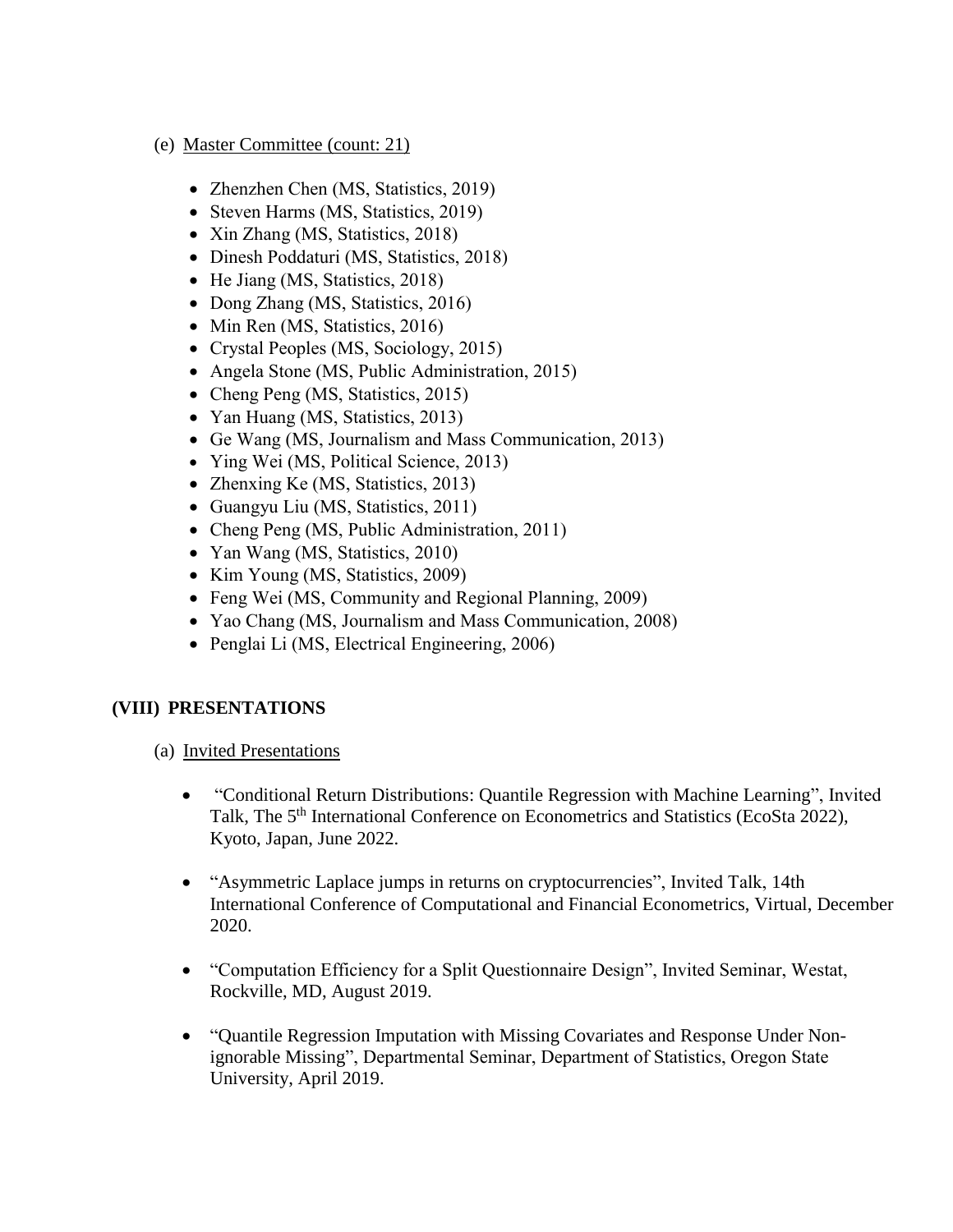(e) Master Committee (count: 21)

- Zhenzhen Chen (MS, Statistics, 2019)
- Steven Harms (MS, Statistics, 2019)
- Xin Zhang (MS, Statistics, 2018)
- Dinesh Poddaturi (MS, Statistics, 2018)
- He Jiang (MS, Statistics, 2018)
- Dong Zhang (MS, Statistics, 2016)
- Min Ren (MS, Statistics, 2016)
- Crystal Peoples (MS, Sociology, 2015)
- Angela Stone (MS, Public Administration, 2015)
- Cheng Peng (MS, Statistics, 2015)
- Yan Huang (MS, Statistics, 2013)
- Ge Wang (MS, Journalism and Mass Communication, 2013)
- Ying Wei (MS, Political Science, 2013)
- Zhenxing Ke (MS, Statistics, 2013)
- Guangyu Liu (MS, Statistics, 2011)
- Cheng Peng (MS, Public Administration, 2011)
- Yan Wang (MS, Statistics, 2010)
- Kim Young (MS, Statistics, 2009)
- Feng Wei (MS, Community and Regional Planning, 2009)
- Yao Chang (MS, Journalism and Mass Communication, 2008)
- Penglai Li (MS, Electrical Engineering, 2006)

## (VIII) PRESENTATIONS

(a) Invited Presentations

- "Conditional Return Distributions: Quantile Regression with Machine Learning", Invited Talk, The 5th International Conference on Econometrics and Statistics (EcoSta 2022), Kyoto, Japan, June 2022.

- "Asymmetric Laplace jumps in returns on cryptocurrencies", Invited Talk, 14th International Conference of Computational and Financial Econometrics, Virtual, December 2020.

- "Computation Efficiency for a Split Questionnaire Design", Invited Seminar, Westat, Rockville, MD, August 2019.

- "Quantile Regression Imputation with Missing Covariates and Response Under Non-ignorable Missing", Departmental Seminar, Department of Statistics, Oregon State University, April 2019.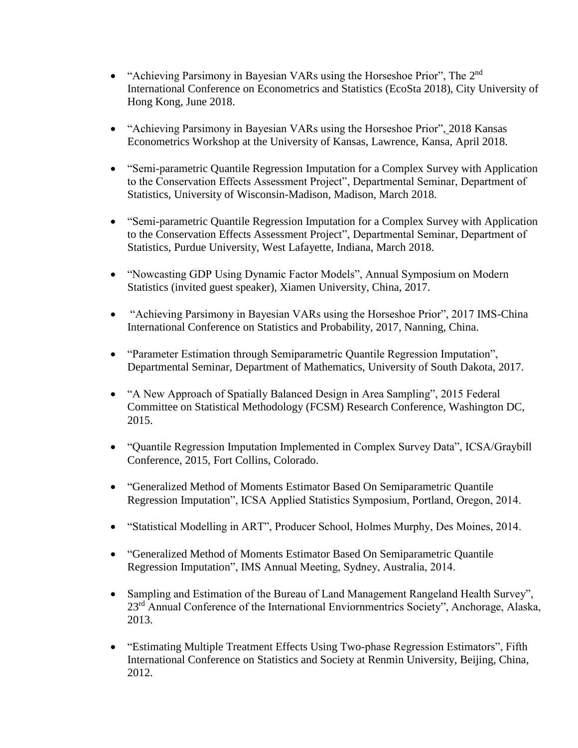- "Achieving Parsimony in Bayesian VARs using the Horseshoe Prior", The 2nd International Conference on Econometrics and Statistics (EcoSta 2018), City University of Hong Kong, June 2018.

- "Achieving Parsimony in Bayesian VARs using the Horseshoe Prior", 2018 Kansas Econometrics Workshop at the University of Kansas, Lawrence, Kansa, April 2018.

- "Semi-parametric Quantile Regression Imputation for a Complex Survey with Application to the Conservation Effects Assessment Project", Departmental Seminar, Department of Statistics, University of Wisconsin-Madison, Madison, March 2018.

- "Semi-parametric Quantile Regression Imputation for a Complex Survey with Application to the Conservation Effects Assessment Project", Departmental Seminar, Department of Statistics, Purdue University, West Lafayette, Indiana, March 2018.

- "Nowcasting GDP Using Dynamic Factor Models", Annual Symposium on Modern Statistics (invited guest speaker), Xiamen University, China, 2017.

- "Achieving Parsimony in Bayesian VARs using the Horseshoe Prior", 2017 IMS-China International Conference on Statistics and Probability, 2017, Nanning, China.

- "Parameter Estimation through Semiparametric Quantile Regression Imputation", Departmental Seminar, Department of Mathematics, University of South Dakota, 2017.

- "A New Approach of Spatially Balanced Design in Area Sampling", 2015 Federal Committee on Statistical Methodology (FCSM) Research Conference, Washington DC, 2015.

- "Quantile Regression Imputation Implemented in Complex Survey Data", ICSA/Graybill Conference, 2015, Fort Collins, Colorado.

- "Generalized Method of Moments Estimator Based On Semiparametric Quantile Regression Imputation", ICSA Applied Statistics Symposium, Portland, Oregon, 2014.

- "Statistical Modelling in ART", Producer School, Holmes Murphy, Des Moines, 2014.

- "Generalized Method of Moments Estimator Based On Semiparametric Quantile Regression Imputation", IMS Annual Meeting, Sydney, Australia, 2014.

- Sampling and Estimation of the Bureau of Land Management Rangeland Health Survey", 23rd Annual Conference of the International Enviornmentrics Society", Anchorage, Alaska, 2013.

- "Estimating Multiple Treatment Effects Using Two-phase Regression Estimators", Fifth International Conference on Statistics and Society at Renmin University, Beijing, China, 2012.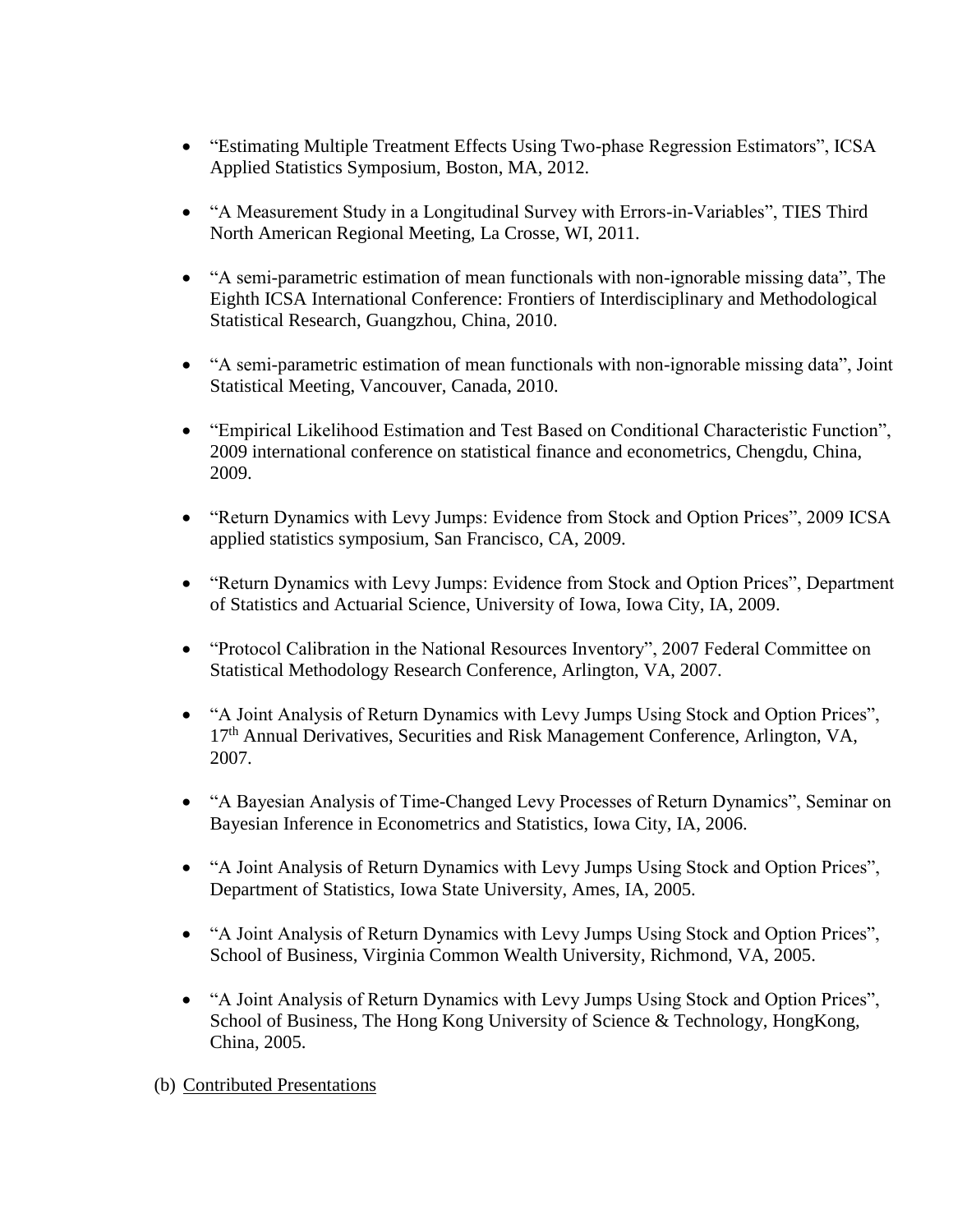- “Estimating Multiple Treatment Effects Using Two-phase Regression Estimators”, ICSA Applied Statistics Symposium, Boston, MA, 2012.

- “A Measurement Study in a Longitudinal Survey with Errors-in-Variables”, TIES Third North American Regional Meeting, La Crosse, WI, 2011.

- “A semi-parametric estimation of mean functionals with non-ignorable missing data”, The Eighth ICSA International Conference: Frontiers of Interdisciplinary and Methodological Statistical Research, Guangzhou, China, 2010.

- “A semi-parametric estimation of mean functionals with non-ignorable missing data”, Joint Statistical Meeting, Vancouver, Canada, 2010.

- “Empirical Likelihood Estimation and Test Based on Conditional Characteristic Function”, 2009 international conference on statistical finance and econometrics, Chengdu, China, 2009.

- “Return Dynamics with Levy Jumps: Evidence from Stock and Option Prices”, 2009 ICSA applied statistics symposium, San Francisco, CA, 2009.

- “Return Dynamics with Levy Jumps: Evidence from Stock and Option Prices”, Department of Statistics and Actuarial Science, University of Iowa, Iowa City, IA, 2009.

- “Protocol Calibration in the National Resources Inventory”, 2007 Federal Committee on Statistical Methodology Research Conference, Arlington, VA, 2007.

- “A Joint Analysis of Return Dynamics with Levy Jumps Using Stock and Option Prices”, 17th Annual Derivatives, Securities and Risk Management Conference, Arlington, VA, 2007.

- “A Bayesian Analysis of Time-Changed Levy Processes of Return Dynamics”, Seminar on Bayesian Inference in Econometrics and Statistics, Iowa City, IA, 2006.

- “A Joint Analysis of Return Dynamics with Levy Jumps Using Stock and Option Prices”, Department of Statistics, Iowa State University, Ames, IA, 2005.

- “A Joint Analysis of Return Dynamics with Levy Jumps Using Stock and Option Prices”, School of Business, Virginia Common Wealth University, Richmond, VA, 2005.

- “A Joint Analysis of Return Dynamics with Levy Jumps Using Stock and Option Prices”, School of Business, The Hong Kong University of Science & Technology, HongKong, China, 2005.

(b) Contributed Presentations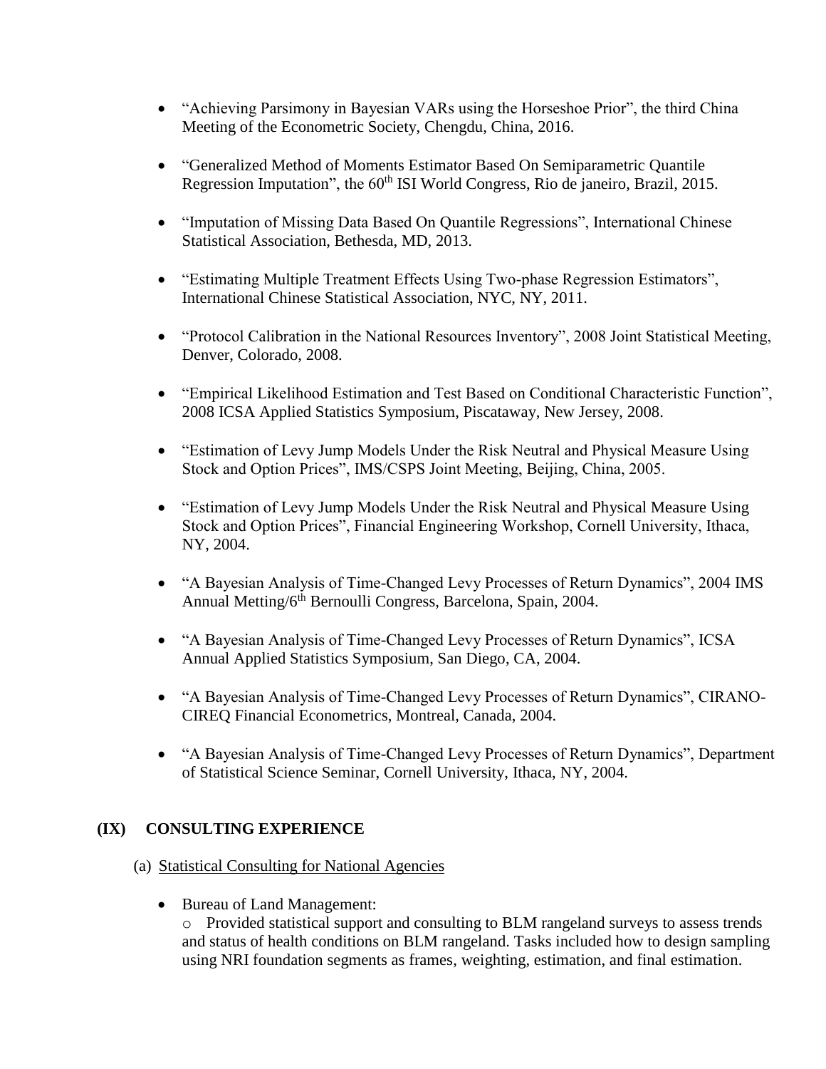- "Achieving Parsimony in Bayesian VARs using the Horseshoe Prior", the third China Meeting of the Econometric Society, Chengdu, China, 2016.

- "Generalized Method of Moments Estimator Based On Semiparametric Quantile Regression Imputation", the 60th ISI World Congress, Rio de janeiro, Brazil, 2015.

- "Imputation of Missing Data Based On Quantile Regressions", International Chinese Statistical Association, Bethesda, MD, 2013.

- "Estimating Multiple Treatment Effects Using Two-phase Regression Estimators", International Chinese Statistical Association, NYC, NY, 2011.

- "Protocol Calibration in the National Resources Inventory", 2008 Joint Statistical Meeting, Denver, Colorado, 2008.

- "Empirical Likelihood Estimation and Test Based on Conditional Characteristic Function", 2008 ICSA Applied Statistics Symposium, Piscataway, New Jersey, 2008.

- "Estimation of Levy Jump Models Under the Risk Neutral and Physical Measure Using Stock and Option Prices", IMS/CSPS Joint Meeting, Beijing, China, 2005.

- "Estimation of Levy Jump Models Under the Risk Neutral and Physical Measure Using Stock and Option Prices", Financial Engineering Workshop, Cornell University, Ithaca, NY, 2004.

- "A Bayesian Analysis of Time-Changed Levy Processes of Return Dynamics", 2004 IMS Annual Metting/6th Bernoulli Congress, Barcelona, Spain, 2004.

- "A Bayesian Analysis of Time-Changed Levy Processes of Return Dynamics", ICSA Annual Applied Statistics Symposium, San Diego, CA, 2004.

- "A Bayesian Analysis of Time-Changed Levy Processes of Return Dynamics", CIRANO-CIREQ Financial Econometrics, Montreal, Canada, 2004.

- "A Bayesian Analysis of Time-Changed Levy Processes of Return Dynamics", Department of Statistical Science Seminar, Cornell University, Ithaca, NY, 2004.

## (IX) CONSULTING EXPERIENCE

(a) Statistical Consulting for National Agencies

- Bureau of Land Management:
  - Provided statistical support and consulting to BLM rangeland surveys to assess trends and status of health conditions on BLM rangeland. Tasks included how to design sampling using NRI foundation segments as frames, weighting, estimation, and final estimation.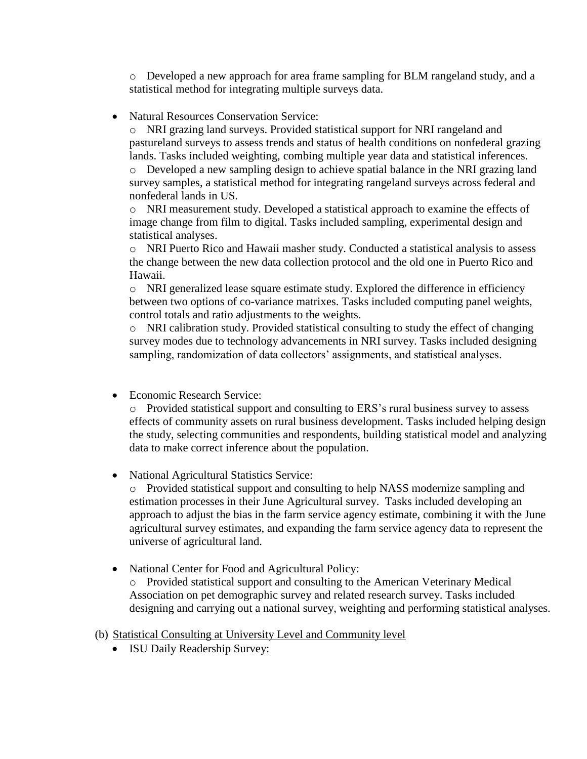- Developed a new approach for area frame sampling for BLM rangeland study, and a statistical method for integrating multiple surveys data.

- Natural Resources Conservation Service:
  - NRI grazing land surveys. Provided statistical support for NRI rangeland and pastureland surveys to assess trends and status of health conditions on nonfederal grazing lands. Tasks included weighting, combing multiple year data and statistical inferences.
  - Developed a new sampling design to achieve spatial balance in the NRI grazing land survey samples, a statistical method for integrating rangeland surveys across federal and nonfederal lands in US.
  - NRI measurement study. Developed a statistical approach to examine the effects of image change from film to digital. Tasks included sampling, experimental design and statistical analyses.
  - NRI Puerto Rico and Hawaii masher study. Conducted a statistical analysis to assess the change between the new data collection protocol and the old one in Puerto Rico and Hawaii.
  - NRI generalized lease square estimate study. Explored the difference in efficiency between two options of co-variance matrixes. Tasks included computing panel weights, control totals and ratio adjustments to the weights.
  - NRI calibration study. Provided statistical consulting to study the effect of changing survey modes due to technology advancements in NRI survey. Tasks included designing sampling, randomization of data collectors' assignments, and statistical analyses.

- Economic Research Service:
  - Provided statistical support and consulting to ERS's rural business survey to assess effects of community assets on rural business development. Tasks included helping design the study, selecting communities and respondents, building statistical model and analyzing data to make correct inference about the population.

- National Agricultural Statistics Service:
  - Provided statistical support and consulting to help NASS modernize sampling and estimation processes in their June Agricultural survey. Tasks included developing an approach to adjust the bias in the farm service agency estimate, combining it with the June agricultural survey estimates, and expanding the farm service agency data to represent the universe of agricultural land.

- National Center for Food and Agricultural Policy:
  - Provided statistical support and consulting to the American Veterinary Medical Association on pet demographic survey and related research survey. Tasks included designing and carrying out a national survey, weighting and performing statistical analyses.

(b) Statistical Consulting at University Level and Community level

- ISU Daily Readership Survey: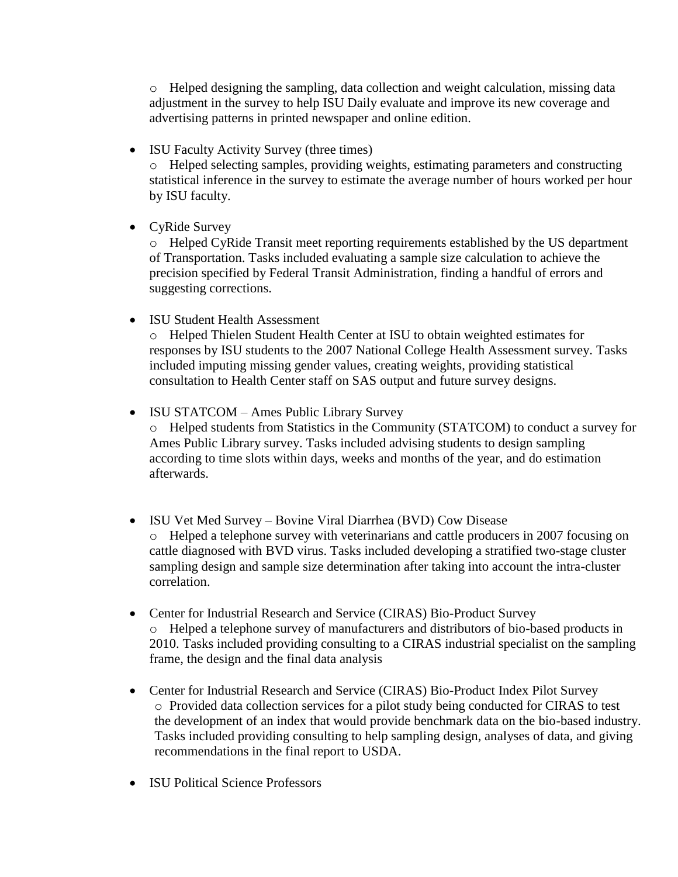- Helped designing the sampling, data collection and weight calculation, missing data adjustment in the survey to help ISU Daily evaluate and improve its new coverage and advertising patterns in printed newspaper and online edition.

- ISU Faculty Activity Survey (three times)
  - Helped selecting samples, providing weights, estimating parameters and constructing statistical inference in the survey to estimate the average number of hours worked per hour by ISU faculty.

- CyRide Survey
  - Helped CyRide Transit meet reporting requirements established by the US department of Transportation. Tasks included evaluating a sample size calculation to achieve the precision specified by Federal Transit Administration, finding a handful of errors and suggesting corrections.

- ISU Student Health Assessment
  - Helped Thielen Student Health Center at ISU to obtain weighted estimates for responses by ISU students to the 2007 National College Health Assessment survey. Tasks included imputing missing gender values, creating weights, providing statistical consultation to Health Center staff on SAS output and future survey designs.

- ISU STATCOM – Ames Public Library Survey
  - Helped students from Statistics in the Community (STATCOM) to conduct a survey for Ames Public Library survey. Tasks included advising students to design sampling according to time slots within days, weeks and months of the year, and do estimation afterwards.

- ISU Vet Med Survey – Bovine Viral Diarrhea (BVD) Cow Disease
  - Helped a telephone survey with veterinarians and cattle producers in 2007 focusing on cattle diagnosed with BVD virus. Tasks included developing a stratified two-stage cluster sampling design and sample size determination after taking into account the intra-cluster correlation.

- Center for Industrial Research and Service (CIRAS) Bio-Product Survey
  - Helped a telephone survey of manufacturers and distributors of bio-based products in 2010. Tasks included providing consulting to a CIRAS industrial specialist on the sampling frame, the design and the final data analysis

- Center for Industrial Research and Service (CIRAS) Bio-Product Index Pilot Survey
  - Provided data collection services for a pilot study being conducted for CIRAS to test the development of an index that would provide benchmark data on the bio-based industry. Tasks included providing consulting to help sampling design, analyses of data, and giving recommendations in the final report to USDA.

- ISU Political Science Professors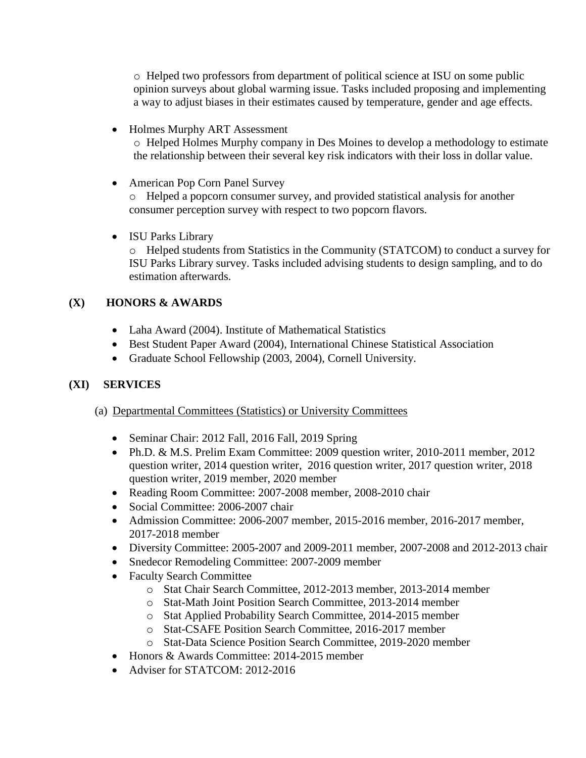- Helped two professors from department of political science at ISU on some public opinion surveys about global warming issue. Tasks included proposing and implementing a way to adjust biases in their estimates caused by temperature, gender and age effects.

- Holmes Murphy ART Assessment
  - Helped Holmes Murphy company in Des Moines to develop a methodology to estimate the relationship between their several key risk indicators with their loss in dollar value.

- American Pop Corn Panel Survey
  - Helped a popcorn consumer survey, and provided statistical analysis for another consumer perception survey with respect to two popcorn flavors.

- ISU Parks Library
  - Helped students from Statistics in the Community (STATCOM) to conduct a survey for ISU Parks Library survey. Tasks included advising students to design sampling, and to do estimation afterwards.

## (X) HONORS & AWARDS

- Laha Award (2004). Institute of Mathematical Statistics
- Best Student Paper Award (2004), International Chinese Statistical Association
- Graduate School Fellowship (2003, 2004), Cornell University.

## (XI) SERVICES

(a) Departmental Committees (Statistics) or University Committees

- Seminar Chair: 2012 Fall, 2016 Fall, 2019 Spring
- Ph.D. & M.S. Prelim Exam Committee: 2009 question writer, 2010-2011 member, 2012 question writer, 2014 question writer, 2016 question writer, 2017 question writer, 2018 question writer, 2019 member, 2020 member
- Reading Room Committee: 2007-2008 member, 2008-2010 chair
- Social Committee: 2006-2007 chair
- Admission Committee: 2006-2007 member, 2015-2016 member, 2016-2017 member, 2017-2018 member
- Diversity Committee: 2005-2007 and 2009-2011 member, 2007-2008 and 2012-2013 chair
- Snedecor Remodeling Committee: 2007-2009 member
- Faculty Search Committee
  - Stat Chair Search Committee, 2012-2013 member, 2013-2014 member
  - Stat-Math Joint Position Search Committee, 2013-2014 member
  - Stat Applied Probability Search Committee, 2014-2015 member
  - Stat-CSAFE Position Search Committee, 2016-2017 member
  - Stat-Data Science Position Search Committee, 2019-2020 member
- Honors & Awards Committee: 2014-2015 member
- Adviser for STATCOM: 2012-2016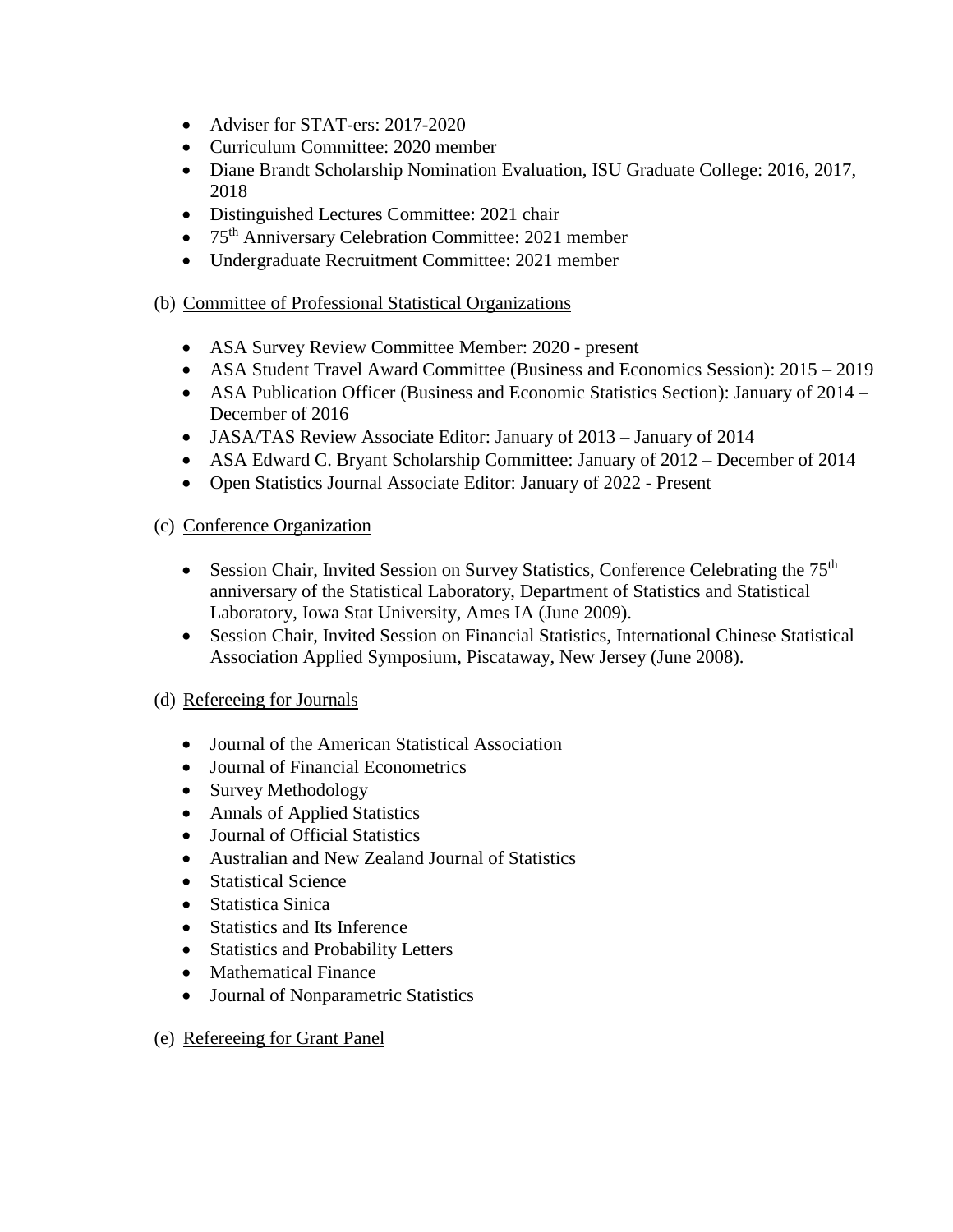- Adviser for STAT-ers: 2017-2020
- Curriculum Committee: 2020 member
- Diane Brandt Scholarship Nomination Evaluation, ISU Graduate College: 2016, 2017, 2018
- Distinguished Lectures Committee: 2021 chair
- 75th Anniversary Celebration Committee: 2021 member
- Undergraduate Recruitment Committee: 2021 member

(b) Committee of Professional Statistical Organizations

- ASA Survey Review Committee Member: 2020 - present
- ASA Student Travel Award Committee (Business and Economics Session): 2015 – 2019
- ASA Publication Officer (Business and Economic Statistics Section): January of 2014 – December of 2016
- JASA/TAS Review Associate Editor: January of 2013 – January of 2014
- ASA Edward C. Bryant Scholarship Committee: January of 2012 – December of 2014
- Open Statistics Journal Associate Editor: January of 2022 - Present

(c) Conference Organization

- Session Chair, Invited Session on Survey Statistics, Conference Celebrating the 75th anniversary of the Statistical Laboratory, Department of Statistics and Statistical Laboratory, Iowa Stat University, Ames IA (June 2009).
- Session Chair, Invited Session on Financial Statistics, International Chinese Statistical Association Applied Symposium, Piscataway, New Jersey (June 2008).

(d) Refereeing for Journals

- Journal of the American Statistical Association
- Journal of Financial Econometrics
- Survey Methodology
- Annals of Applied Statistics
- Journal of Official Statistics
- Australian and New Zealand Journal of Statistics
- Statistical Science
- Statistica Sinica
- Statistics and Its Inference
- Statistics and Probability Letters
- Mathematical Finance
- Journal of Nonparametric Statistics

(e) Refereeing for Grant Panel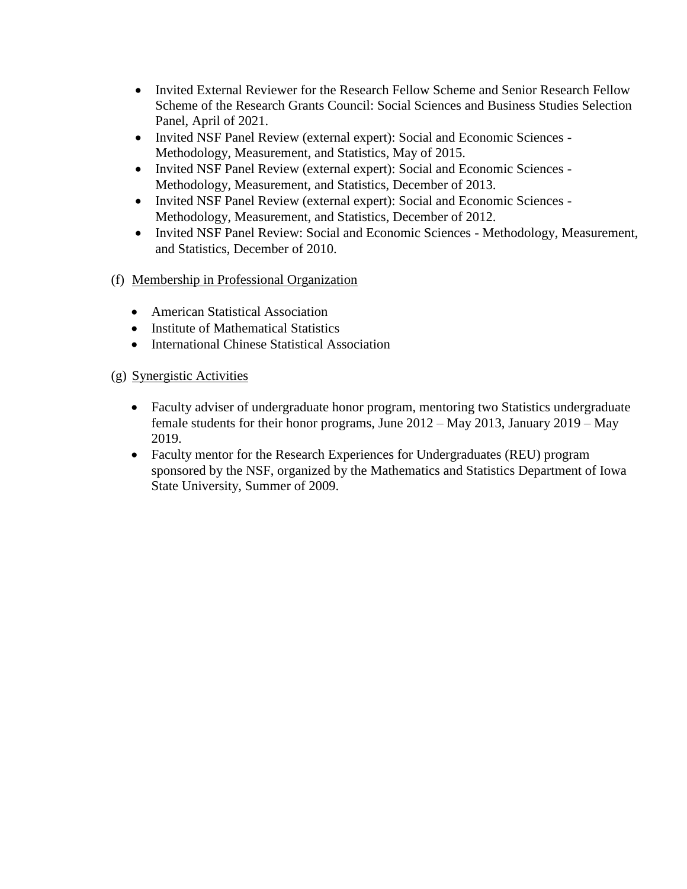- Invited External Reviewer for the Research Fellow Scheme and Senior Research Fellow Scheme of the Research Grants Council: Social Sciences and Business Studies Selection Panel, April of 2021.
- Invited NSF Panel Review (external expert): Social and Economic Sciences - Methodology, Measurement, and Statistics, May of 2015.
- Invited NSF Panel Review (external expert): Social and Economic Sciences - Methodology, Measurement, and Statistics, December of 2013.
- Invited NSF Panel Review (external expert): Social and Economic Sciences - Methodology, Measurement, and Statistics, December of 2012.
- Invited NSF Panel Review: Social and Economic Sciences - Methodology, Measurement, and Statistics, December of 2010.

(f) <u>Membership in Professional Organization</u>

- American Statistical Association
- Institute of Mathematical Statistics
- International Chinese Statistical Association

(g) <u>Synergistic Activities</u>

- Faculty adviser of undergraduate honor program, mentoring two Statistics undergraduate female students for their honor programs, June 2012 – May 2013, January 2019 – May 2019.
- Faculty mentor for the Research Experiences for Undergraduates (REU) program sponsored by the NSF, organized by the Mathematics and Statistics Department of Iowa State University, Summer of 2009.